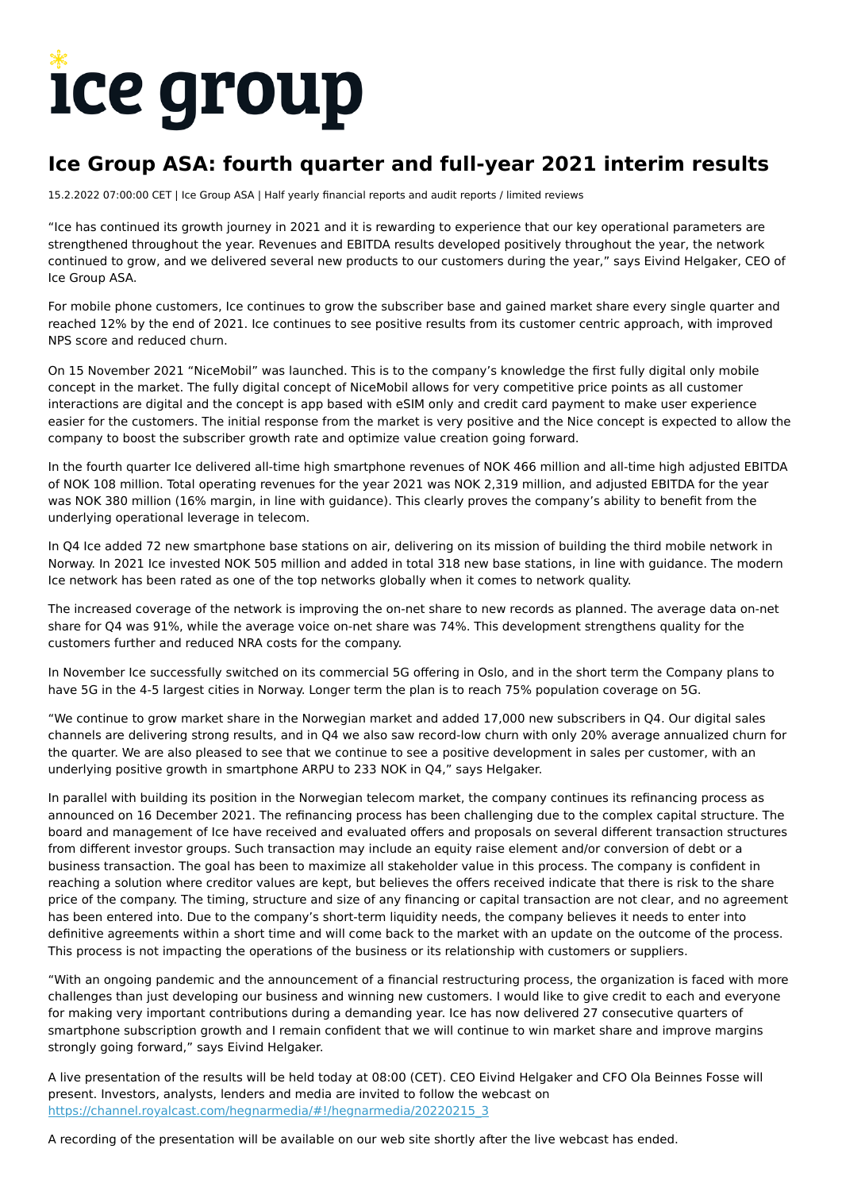# ice group

## Ice Group ASA: fourth quarter and full-year 2021 interim results

15.2.2022 07:00:00 CET | Ice Group ASA | Half yearly financial reports and audit reports / limited reviews

"Ice has continued its growth journey in 2021 and it is rewarding to experience that our key operational parameters are strengthened throughout the year. Revenues and EBITDA results developed positively throughout the year, the network continued to grow, and we delivered several new products to our customers during the year," says Eivind Helgaker, CEO of Ice Group ASA.

For mobile phone customers, Ice continues to grow the subscriber base and gained market share every single quarter and reached 12% by the end of 2021. Ice continues to see positive results from its customer centric approach, with improved NPS score and reduced churn.

On 15 November 2021 "NiceMobil" was launched. This is to the company's knowledge the first fully digital only mobile concept in the market. The fully digital concept of NiceMobil allows for very competitive price points as all customer interactions are digital and the concept is app based with eSIM only and credit card payment to make user experience easier for the customers. The initial response from the market is very positive and the Nice concept is expected to allow the company to boost the subscriber growth rate and optimize value creation going forward.

In the fourth quarter Ice delivered all-time high smartphone revenues of NOK 466 million and all-time high adjusted EBITDA of NOK 108 million. Total operating revenues for the year 2021 was NOK 2,319 million, and adjusted EBITDA for the year was NOK 380 million (16% margin, in line with guidance). This clearly proves the company's ability to benefit from the underlying operational leverage in telecom.

In Q4 Ice added 72 new smartphone base stations on air, delivering on its mission of building the third mobile network in Norway. In 2021 Ice invested NOK 505 million and added in total 318 new base stations, in line with guidance. The modern Ice network has been rated as one of the top networks globally when it comes to network quality.

The increased coverage of the network is improving the on-net share to new records as planned. The average data on-net share for Q4 was 91%, while the average voice on-net share was 74%. This development strengthens quality for the customers further and reduced NRA costs for the company.

In November Ice successfully switched on its commercial 5G offering in Oslo, and in the short term the Company plans to have 5G in the 4-5 largest cities in Norway. Longer term the plan is to reach 75% population coverage on 5G.

"We continue to grow market share in the Norwegian market and added 17,000 new subscribers in Q4. Our digital sales channels are delivering strong results, and in Q4 we also saw record-low churn with only 20% average annualized churn for the quarter. We are also pleased to see that we continue to see a positive development in sales per customer, with an underlying positive growth in smartphone ARPU to 233 NOK in Q4," says Helgaker.

In parallel with building its position in the Norwegian telecom market, the company continues its refinancing process as announced on 16 December 2021. The refinancing process has been challenging due to the complex capital structure. The board and management of Ice have received and evaluated offers and proposals on several different transaction structures from different investor groups. Such transaction may include an equity raise element and/or conversion of debt or a business transaction. The goal has been to maximize all stakeholder value in this process. The company is confident in reaching a solution where creditor values are kept, but believes the offers received indicate that there is risk to the share price of the company. The timing, structure and size of any financing or capital transaction are not clear, and no agreement has been entered into. Due to the company's short-term liquidity needs, the company believes it needs to enter into definitive agreements within a short time and will come back to the market with an update on the outcome of the process. This process is not impacting the operations of the business or its relationship with customers or suppliers.

"With an ongoing pandemic and the announcement of a financial restructuring process, the organization is faced with more challenges than just developing our business and winning new customers. I would like to give credit to each and everyone for making very important contributions during a demanding year. Ice has now delivered 27 consecutive quarters of smartphone subscription growth and I remain confident that we will continue to win market share and improve margins strongly going forward," says Eivind Helgaker.

A live presentation of the results will be held today at 08:00 (CET). CEO Eivind Helgaker and CFO Ola Beinnes Fosse will present. Investors, analysts, lenders and media are invited to follow the webcast on [https://channel.royalcast.com/hegnarmedia/#!/hegnarmedia/20220215_3](https://channel.royalcast.com/hegnarmedia/#!/hegnarmedia/20220215_3)

A recording of the presentation will be available on our web site shortly after the live webcast has ended.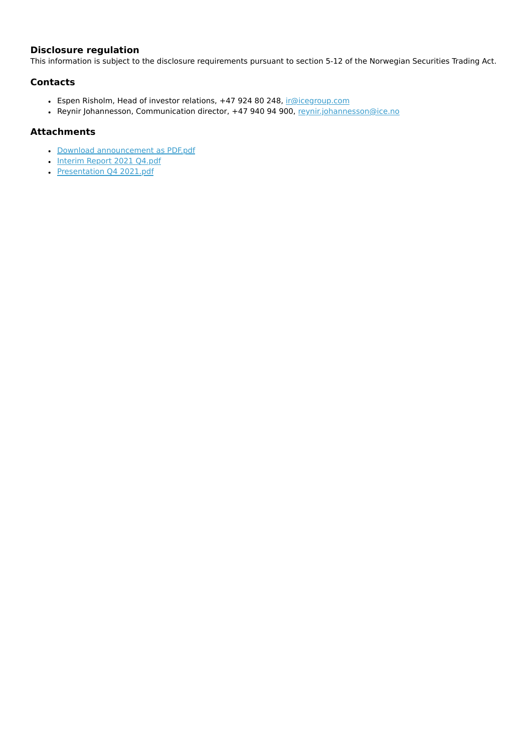### Disclosure regulation

This information is subject to the disclosure requirements pursuant to section 5-12 of the Norwegian Securities Trading Act.

### Contacts

- Espen Risholm, Head of investor relations, +47 924 80 248, ir@icegroup.com
- Reynir Johannesson, Communication director, +47 940 94 900, reynir.johannesson@ice.no

### Attachments

- Download announcement as PDF.pdf
- Interim Report 2021 Q4.pdf
- Presentation Q4 2021.pdf